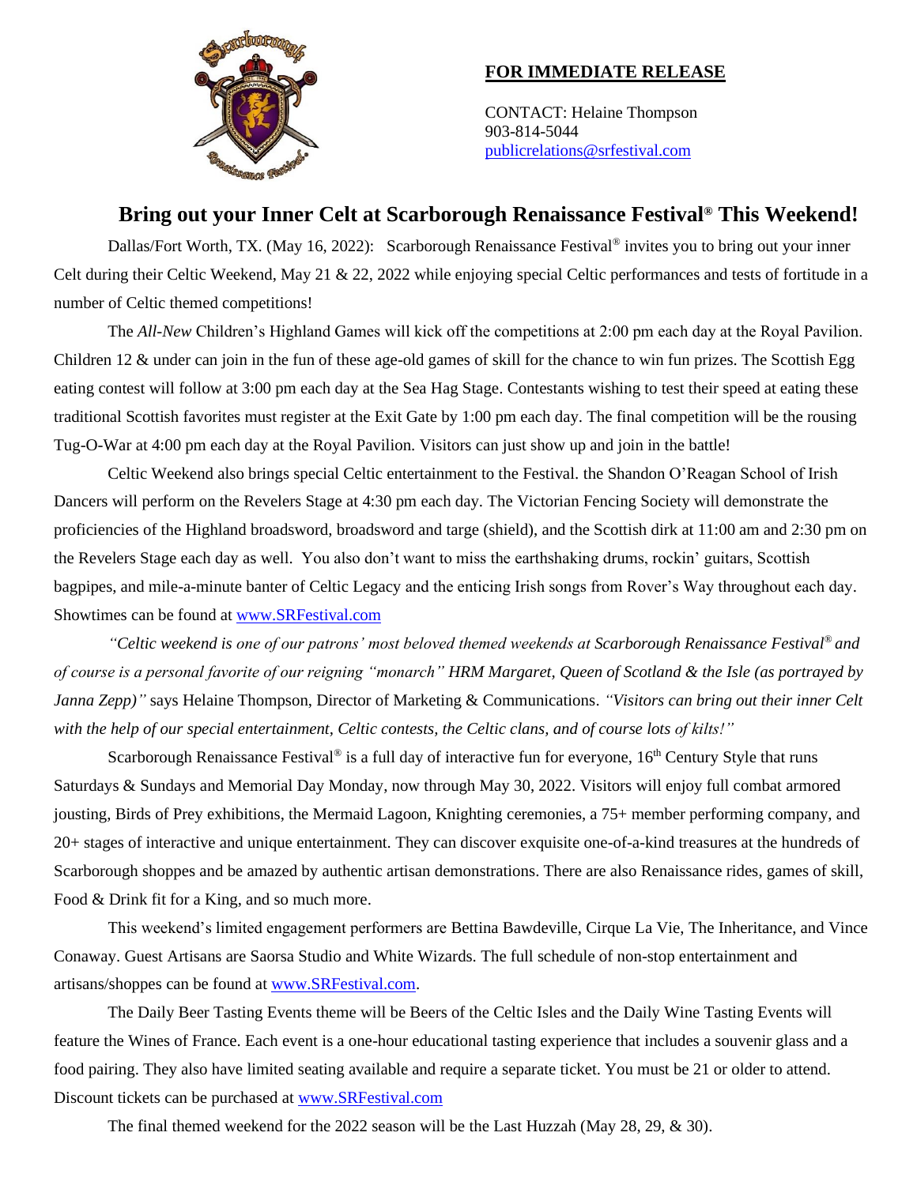**FOR IMMEDIATE RELEASE**

CONTACT: Helaine Thompson
903-814-5044
publicrelations@srfestival.com

# Bring out your Inner Celt at Scarborough Renaissance Festival® This Weekend!

Dallas/Fort Worth, TX. (May 16, 2022): Scarborough Renaissance Festival® invites you to bring out your inner Celt during their Celtic Weekend, May 21 & 22, 2022 while enjoying special Celtic performances and tests of fortitude in a number of Celtic themed competitions!

The *All-New* Children's Highland Games will kick off the competitions at 2:00 pm each day at the Royal Pavilion. Children 12 & under can join in the fun of these age-old games of skill for the chance to win fun prizes. The Scottish Egg eating contest will follow at 3:00 pm each day at the Sea Hag Stage. Contestants wishing to test their speed at eating these traditional Scottish favorites must register at the Exit Gate by 1:00 pm each day. The final competition will be the rousing Tug-O-War at 4:00 pm each day at the Royal Pavilion. Visitors can just show up and join in the battle!

Celtic Weekend also brings special Celtic entertainment to the Festival. the Shandon O'Reagan School of Irish Dancers will perform on the Revelers Stage at 4:30 pm each day. The Victorian Fencing Society will demonstrate the proficiencies of the Highland broadsword, broadsword and targe (shield), and the Scottish dirk at 11:00 am and 2:30 pm on the Revelers Stage each day as well. You also don't want to miss the earthshaking drums, rockin' guitars, Scottish bagpipes, and mile-a-minute banter of Celtic Legacy and the enticing Irish songs from Rover's Way throughout each day. Showtimes can be found at www.SRFestival.com

*"Celtic weekend is one of our patrons' most beloved themed weekends at Scarborough Renaissance Festival® and of course is a personal favorite of our reigning "monarch" HRM Margaret, Queen of Scotland & the Isle (as portrayed by Janna Zepp)"* says Helaine Thompson, Director of Marketing & Communications. *"Visitors can bring out their inner Celt with the help of our special entertainment, Celtic contests, the Celtic clans, and of course lots of kilts!"*

Scarborough Renaissance Festival® is a full day of interactive fun for everyone, 16th Century Style that runs Saturdays & Sundays and Memorial Day Monday, now through May 30, 2022. Visitors will enjoy full combat armored jousting, Birds of Prey exhibitions, the Mermaid Lagoon, Knighting ceremonies, a 75+ member performing company, and 20+ stages of interactive and unique entertainment. They can discover exquisite one-of-a-kind treasures at the hundreds of Scarborough shoppes and be amazed by authentic artisan demonstrations. There are also Renaissance rides, games of skill, Food & Drink fit for a King, and so much more.

This weekend's limited engagement performers are Bettina Bawdeville, Cirque La Vie, The Inheritance, and Vince Conaway. Guest Artisans are Saorsa Studio and White Wizards. The full schedule of non-stop entertainment and artisans/shoppes can be found at www.SRFestival.com.

The Daily Beer Tasting Events theme will be Beers of the Celtic Isles and the Daily Wine Tasting Events will feature the Wines of France. Each event is a one-hour educational tasting experience that includes a souvenir glass and a food pairing. They also have limited seating available and require a separate ticket. You must be 21 or older to attend. Discount tickets can be purchased at www.SRFestival.com

The final themed weekend for the 2022 season will be the Last Huzzah (May 28, 29, & 30).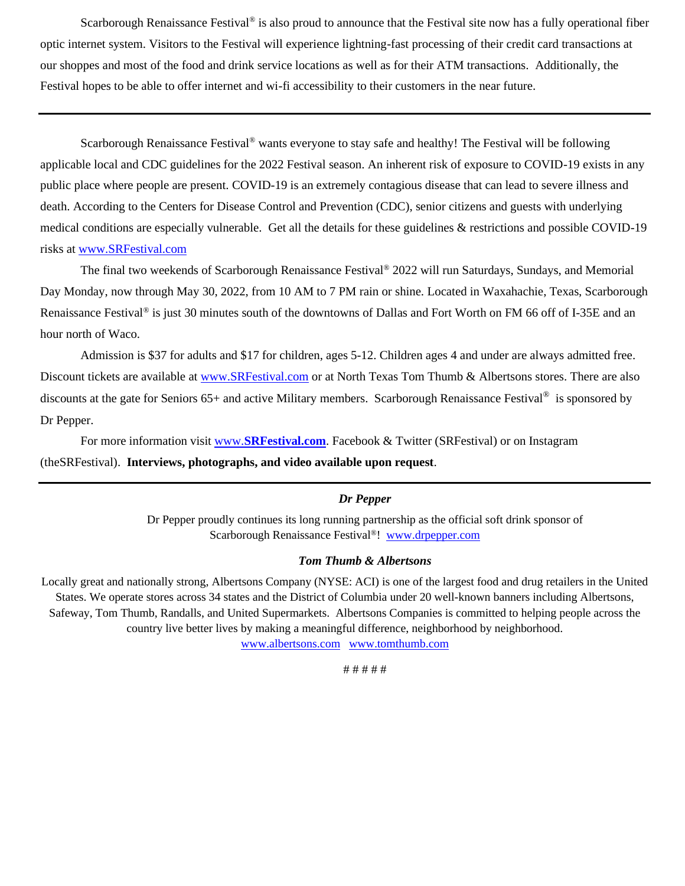Scarborough Renaissance Festival® is also proud to announce that the Festival site now has a fully operational fiber optic internet system. Visitors to the Festival will experience lightning-fast processing of their credit card transactions at our shoppes and most of the food and drink service locations as well as for their ATM transactions. Additionally, the Festival hopes to be able to offer internet and wi-fi accessibility to their customers in the near future.

---

Scarborough Renaissance Festival® wants everyone to stay safe and healthy! The Festival will be following applicable local and CDC guidelines for the 2022 Festival season. An inherent risk of exposure to COVID-19 exists in any public place where people are present. COVID-19 is an extremely contagious disease that can lead to severe illness and death. According to the Centers for Disease Control and Prevention (CDC), senior citizens and guests with underlying medical conditions are especially vulnerable. Get all the details for these guidelines & restrictions and possible COVID-19 risks at www.SRFestival.com

The final two weekends of Scarborough Renaissance Festival® 2022 will run Saturdays, Sundays, and Memorial Day Monday, now through May 30, 2022, from 10 AM to 7 PM rain or shine. Located in Waxahachie, Texas, Scarborough Renaissance Festival® is just 30 minutes south of the downtowns of Dallas and Fort Worth on FM 66 off of I-35E and an hour north of Waco.

Admission is $37 for adults and $17 for children, ages 5-12. Children ages 4 and under are always admitted free. Discount tickets are available at www.SRFestival.com or at North Texas Tom Thumb & Albertsons stores. There are also discounts at the gate for Seniors 65+ and active Military members. Scarborough Renaissance Festival® is sponsored by Dr Pepper.

For more information visit www.**SRFestival.com**. Facebook & Twitter (SRFestival) or on Instagram (theSRFestival). **Interviews, photographs, and video available upon request**.

---

***Dr Pepper***

Dr Pepper proudly continues its long running partnership as the official soft drink sponsor of Scarborough Renaissance Festival®! www.drpepper.com

***Tom Thumb & Albertsons***

Locally great and nationally strong, Albertsons Company (NYSE: ACI) is one of the largest food and drug retailers in the United States. We operate stores across 34 states and the District of Columbia under 20 well-known banners including Albertsons, Safeway, Tom Thumb, Randalls, and United Supermarkets. Albertsons Companies is committed to helping people across the country live better lives by making a meaningful difference, neighborhood by neighborhood.
www.albertsons.com www.tomthumb.com

# # # # #